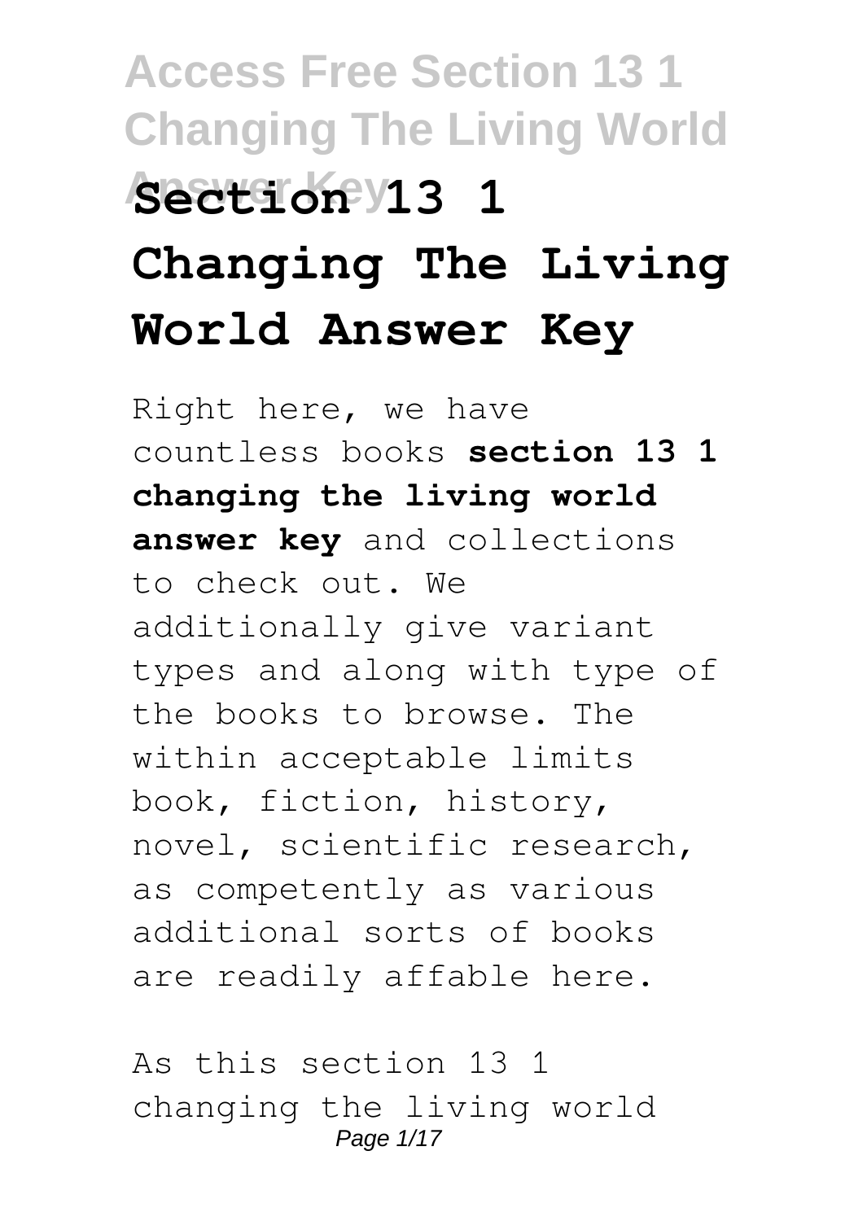# Section 13 1 Changing The Living World Answer Key

Right here, we have countless books **section 13 1 changing the living world answer key** and collections to check out. We additionally give variant types and along with type of the books to browse. The within acceptable limits book, fiction, history, novel, scientific research, as competently as various additional sorts of books are readily affable here.

As this section 13 1 changing the living world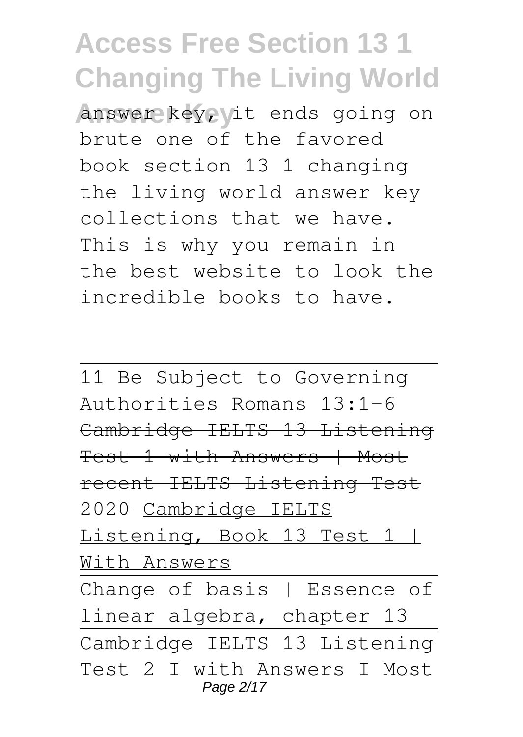answer key, it ends going on brute one of the favored book section 13 1 changing the living world answer key collections that we have. This is why you remain in the best website to look the incredible books to have.

---

11 Be Subject to Governing Authorities Romans 13:1-6

~~Cambridge IELTS 13 Listening Test 1 with Answers | Most recent IELTS Listening Test 2020~~

Cambridge IELTS Listening, Book 13 Test 1 | With Answers

---

Change of basis | Essence of linear algebra, chapter 13

---

Cambridge IELTS 13 Listening Test 2 I with Answers I Most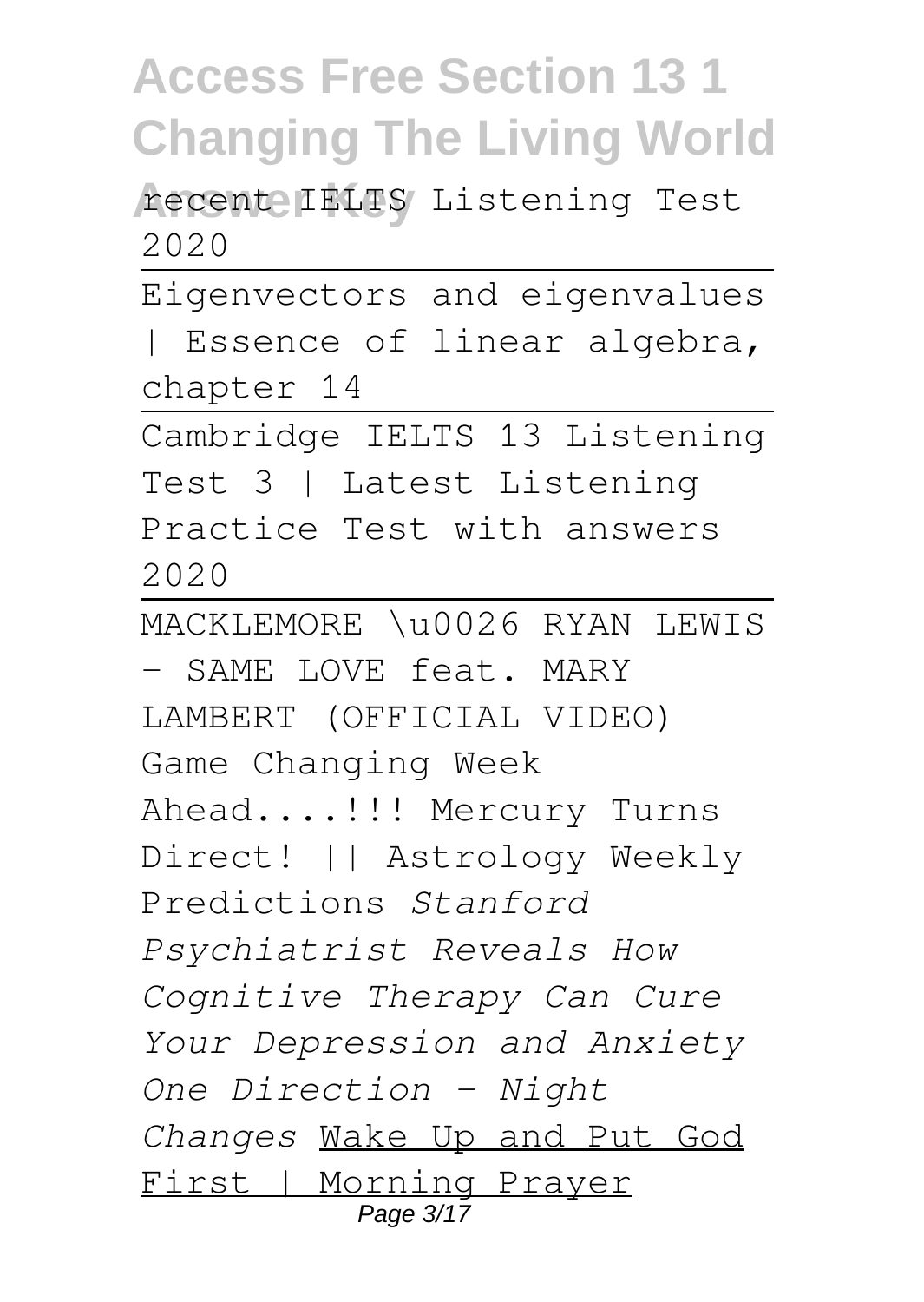recent IELTS Listening Test 2020

Eigenvectors and eigenvalues | Essence of linear algebra, chapter 14

Cambridge IELTS 13 Listening Test 3 | Latest Listening Practice Test with answers 2020

MACKLEMORE \u0026 RYAN LEWIS - SAME LOVE feat. MARY LAMBERT (OFFICIAL VIDEO) Game Changing Week Ahead....!!! Mercury Turns Direct! || Astrology Weekly Predictions *Stanford Psychiatrist Reveals How Cognitive Therapy Can Cure Your Depression and Anxiety One Direction - Night Changes* Wake Up and Put God First | Morning Prayer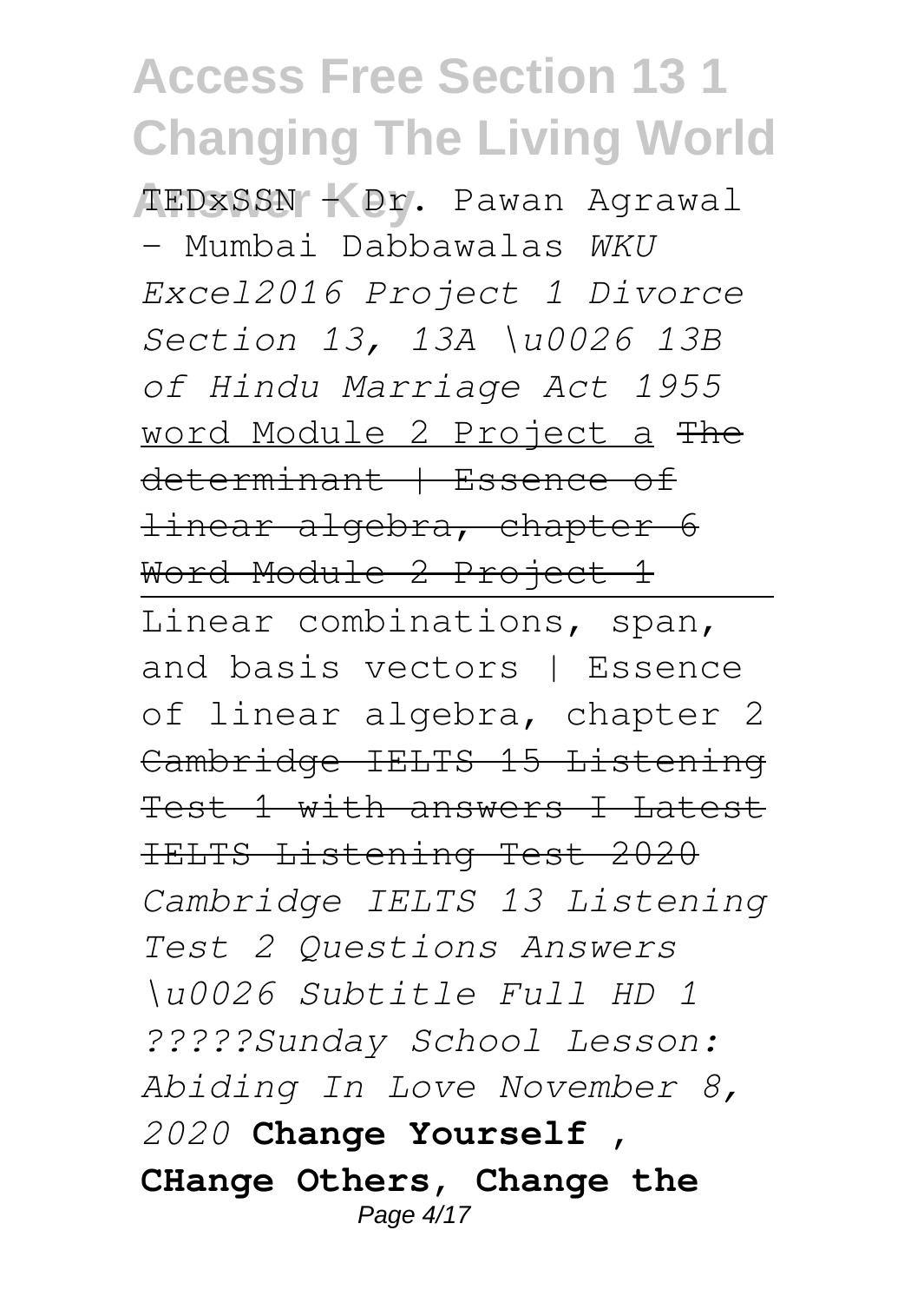TEDxSSN - Dr. Pawan Agrawal - Mumbai Dabbawalas *WKU Excel2016 Project 1 Divorce Section 13, 13A \u0026 13B of Hindu Marriage Act 1955* word Module 2 Project a ~~The determinant | Essence of linear algebra, chapter 6~~ ~~Word Module 2 Project 1~~

Linear combinations, span, and basis vectors | Essence of linear algebra, chapter 2 ~~Cambridge IELTS 15 Listening Test 1 with answers I Latest IELTS Listening Test 2020~~ *Cambridge IELTS 13 Listening Test 2 Questions Answers \u0026 Subtitle Full HD 1 ?????Sunday School Lesson: Abiding In Love November 8, 2020* **Change Yourself , CHange Others, Change the**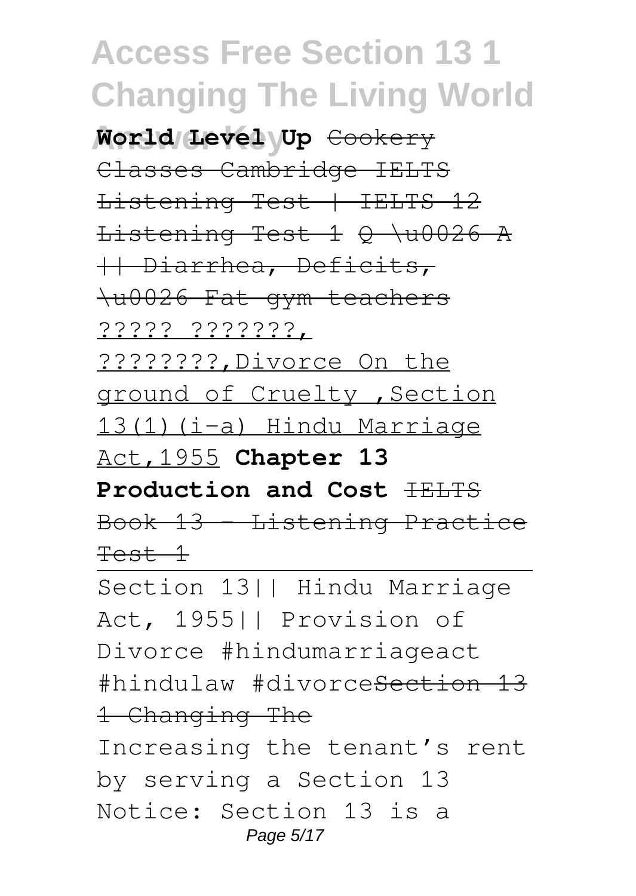**World Level Up** ~~Cookery Classes Cambridge IELTS Listening Test | IELTS 12 Listening Test 1~~ ~~Q \u0026 A || Diarrhea, Deficits, \u0026 Fat gym teachers~~ ????? ???????, ????????,Divorce On the ground of Cruelty ,Section 13(1)(i-a) Hindu Marriage Act,1955 **Chapter 13 Production and Cost** ~~IELTS Book 13 - Listening Practice Test 1~~

Section 13|| Hindu Marriage Act, 1955|| Provision of Divorce #hindumarriageact #hindulaw #divorce~~Section 13 1 Changing The~~

Increasing the tenant's rent by serving a Section 13 Notice: Section 13 is a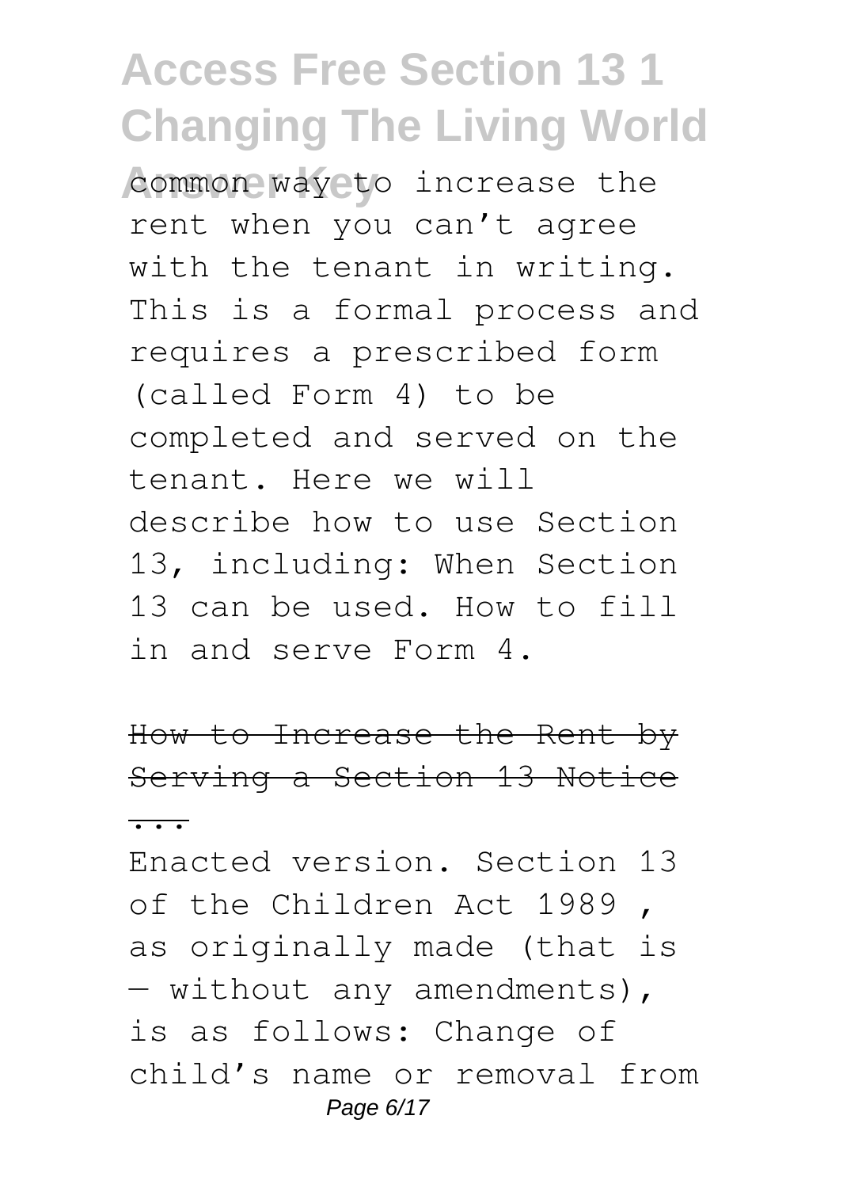common way to increase the rent when you can't agree with the tenant in writing. This is a formal process and requires a prescribed form (called Form 4) to be completed and served on the tenant. Here we will describe how to use Section 13, including: When Section 13 can be used. How to fill in and serve Form 4.

How to Increase the Rent by Serving a Section 13 Notice ...

Enacted version. Section 13 of the Children Act 1989 , as originally made (that is — without any amendments), is as follows: Change of child's name or removal from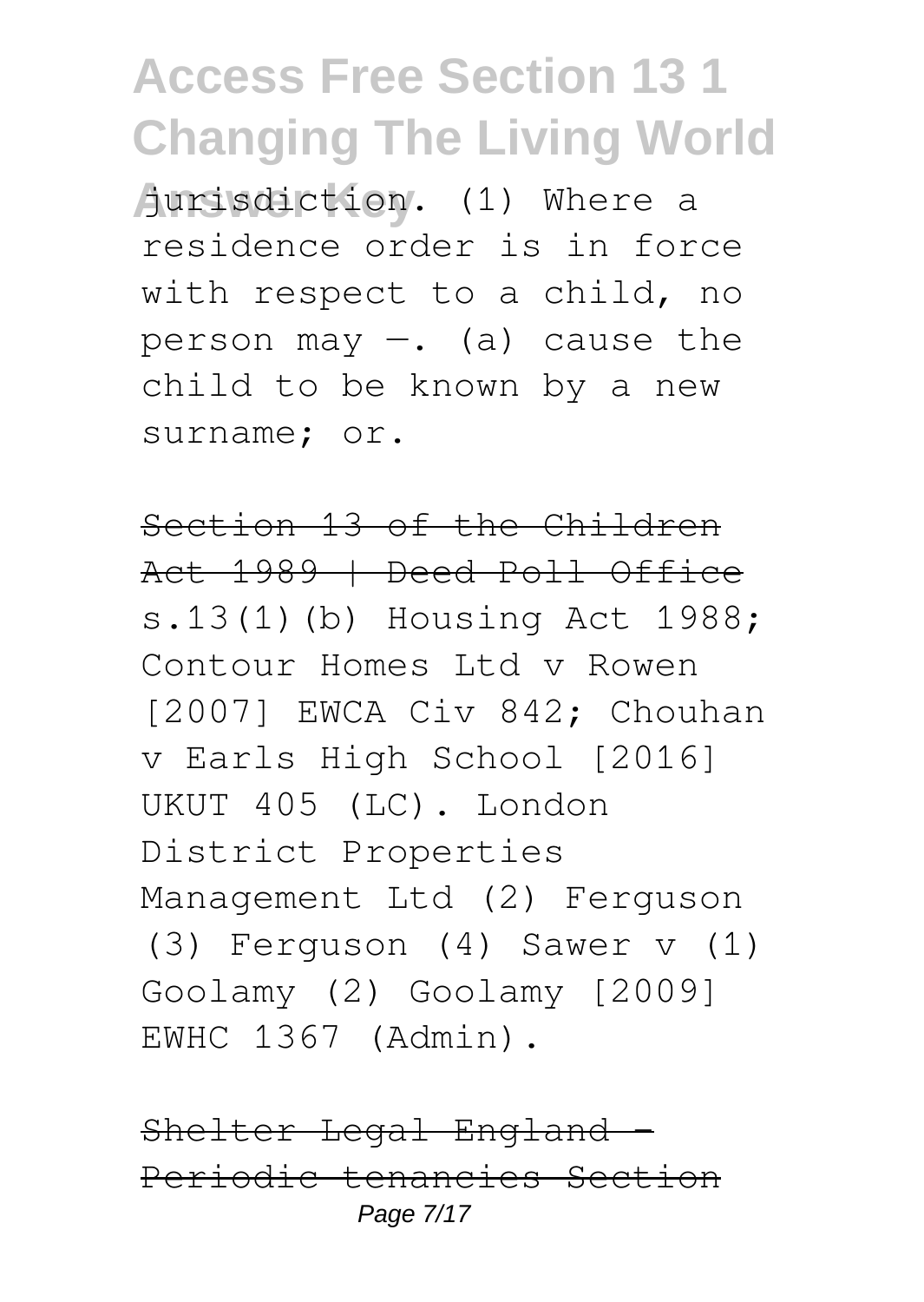jurisdiction. (1) Where a residence order is in force with respect to a child, no person may —. (a) cause the child to be known by a new surname; or.

Section 13 of the Children Act 1989 | Deed Poll Office

s.13(1)(b) Housing Act 1988; Contour Homes Ltd v Rowen [2007] EWCA Civ 842; Chouhan v Earls High School [2016] UKUT 405 (LC). London District Properties Management Ltd (2) Ferguson (3) Ferguson (4) Sawer v (1) Goolamy (2) Goolamy [2009] EWHC 1367 (Admin).

Shelter Legal England - Periodic tenancies Section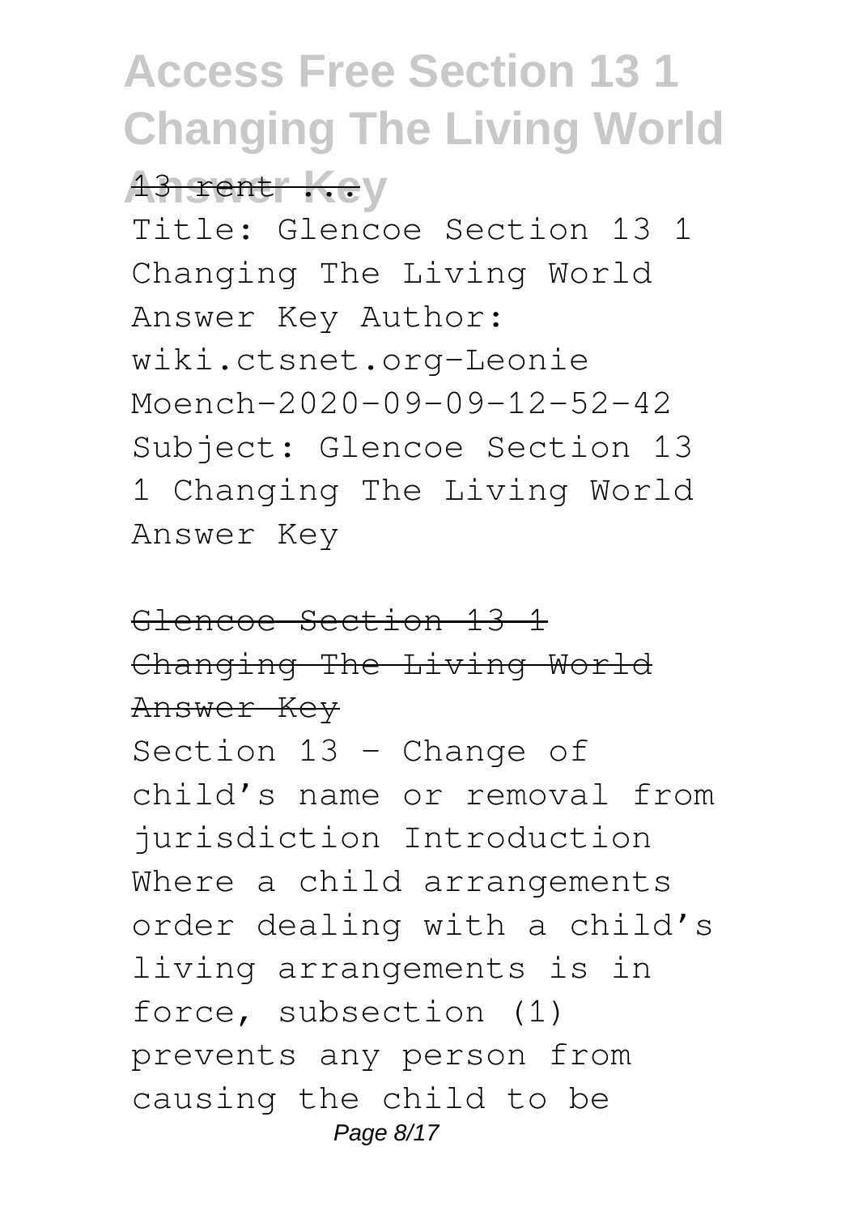13 rent ...

Title: Glencoe Section 13 1 Changing The Living World Answer Key Author: wiki.ctsnet.org-Leonie Moench-2020-09-09-12-52-42 Subject: Glencoe Section 13 1 Changing The Living World Answer Key

## Glencoe Section 13 1 Changing The Living World Answer Key

Section 13 – Change of child's name or removal from jurisdiction Introduction Where a child arrangements order dealing with a child's living arrangements is in force, subsection (1) prevents any person from causing the child to be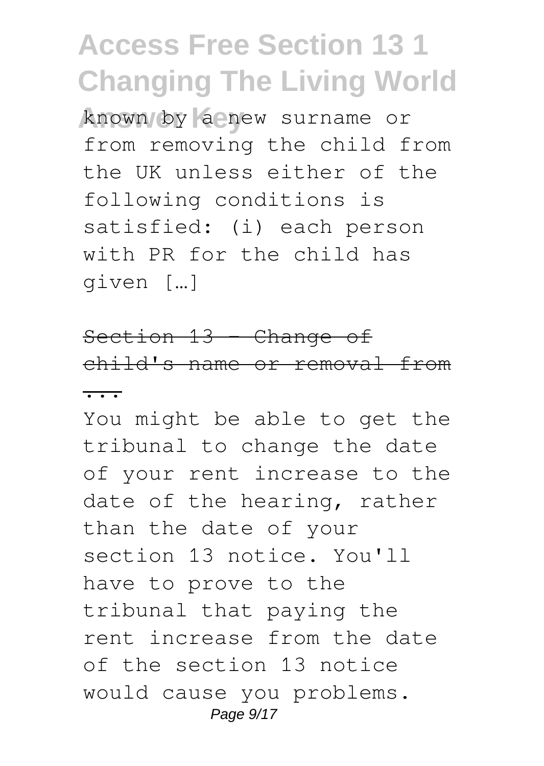known by a new surname or from removing the child from the UK unless either of the following conditions is satisfied: (i) each person with PR for the child has given […]

Section 13 - Change of child's name or removal from ...

You might be able to get the tribunal to change the date of your rent increase to the date of the hearing, rather than the date of your section 13 notice. You'll have to prove to the tribunal that paying the rent increase from the date of the section 13 notice would cause you problems.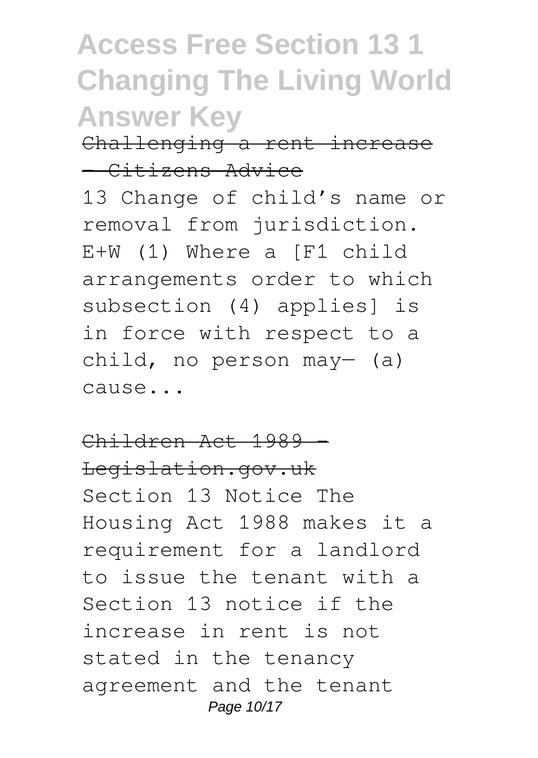# Access Free Section 13 1 Changing The Living World Answer Key

Challenging a rent increase - Citizens Advice

13 Change of child's name or removal from jurisdiction. E+W (1) Where a [F1 child arrangements order to which subsection (4) applies] is in force with respect to a child, no person may— (a) cause...

Children Act 1989 - Legislation.gov.uk

Section 13 Notice The Housing Act 1988 makes it a requirement for a landlord to issue the tenant with a Section 13 notice if the increase in rent is not stated in the tenancy agreement and the tenant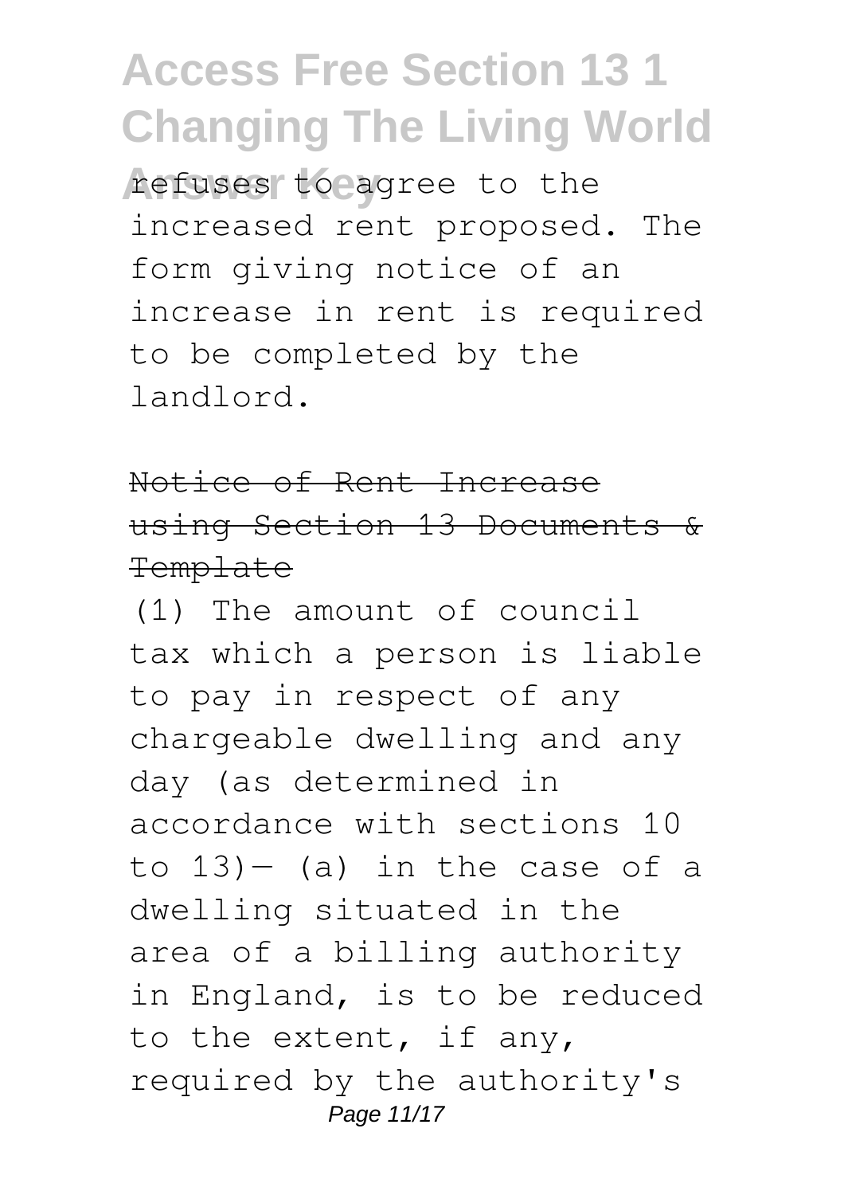refuses to agree to the increased rent proposed. The form giving notice of an increase in rent is required to be completed by the landlord.

## Notice of Rent Increase using Section 13 Documents & Template

(1) The amount of council tax which a person is liable to pay in respect of any chargeable dwelling and any day (as determined in accordance with sections 10 to 13)— (a) in the case of a dwelling situated in the area of a billing authority in England, is to be reduced to the extent, if any, required by the authority's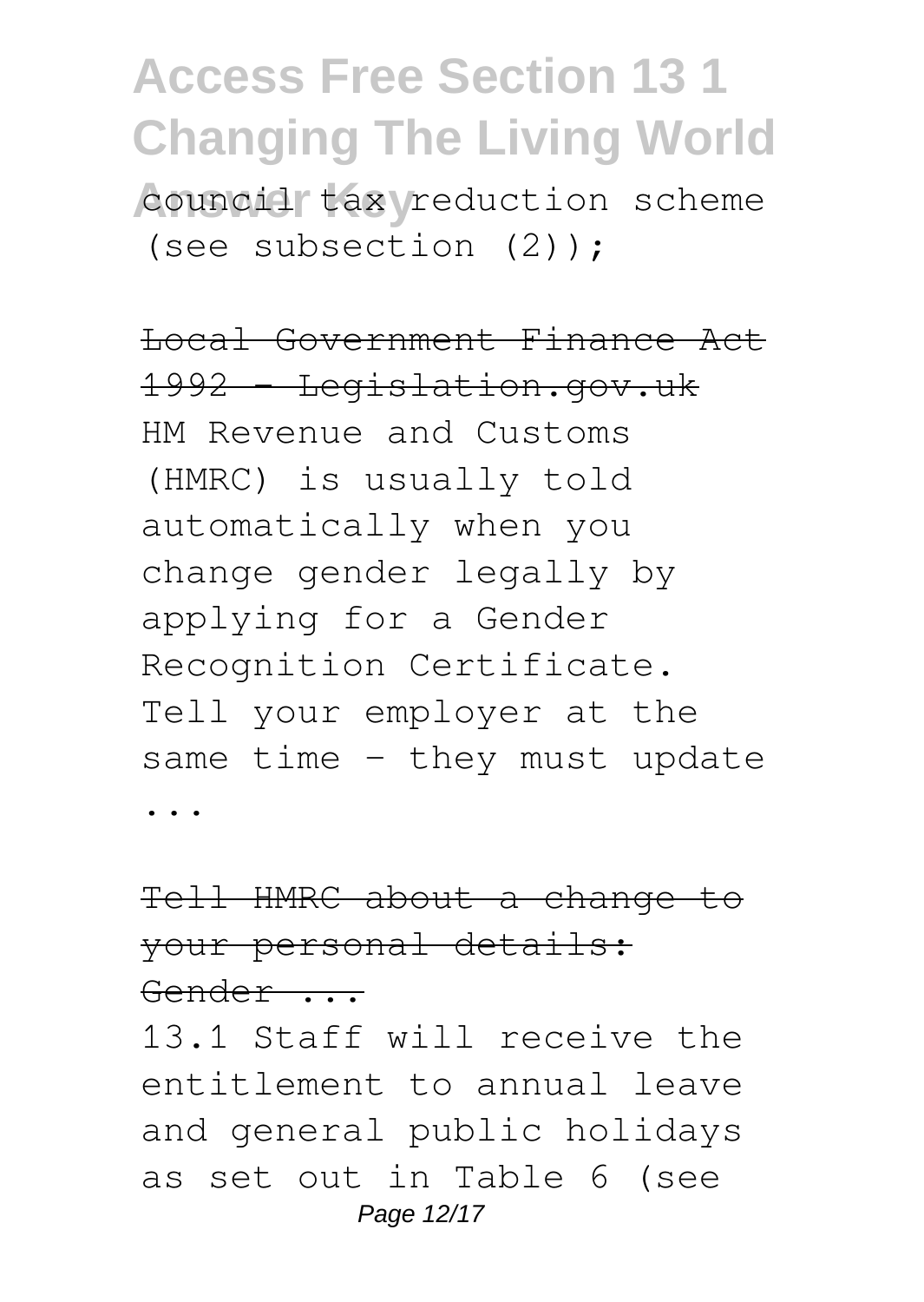council tax reduction scheme (see subsection (2));

Local Government Finance Act 1992 - Legislation.gov.uk

HM Revenue and Customs (HMRC) is usually told automatically when you change gender legally by applying for a Gender Recognition Certificate. Tell your employer at the same time - they must update ...

Tell HMRC about a change to your personal details: Gender ...

13.1 Staff will receive the entitlement to annual leave and general public holidays as set out in Table 6 (see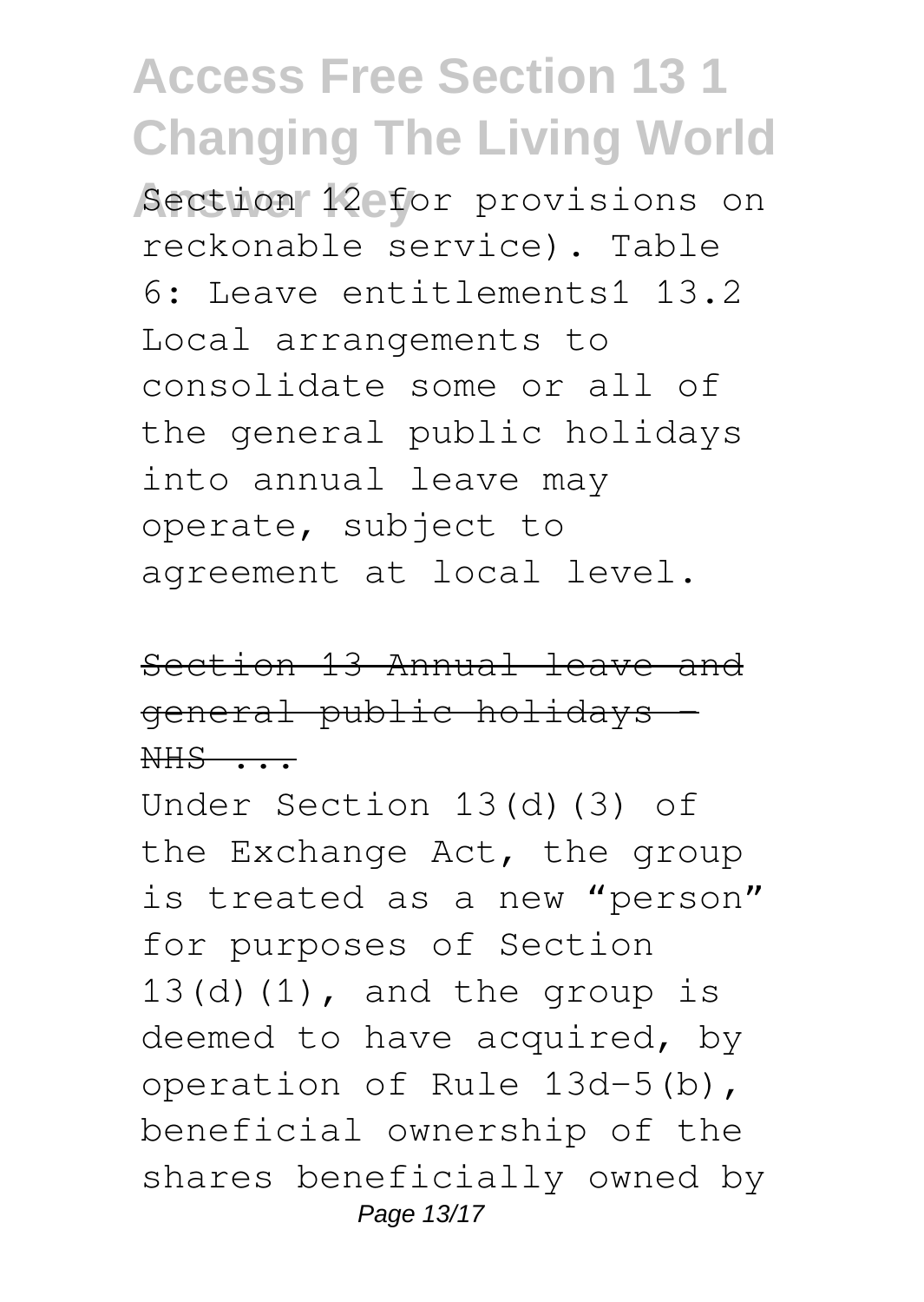Section 12 for provisions on reckonable service). Table 6: Leave entitlements1 13.2 Local arrangements to consolidate some or all of the general public holidays into annual leave may operate, subject to agreement at local level.

~~Section 13 Annual leave and general public holidays - NHS ...~~

Under Section 13(d)(3) of the Exchange Act, the group is treated as a new "person" for purposes of Section 13(d)(1), and the group is deemed to have acquired, by operation of Rule 13d-5(b), beneficial ownership of the shares beneficially owned by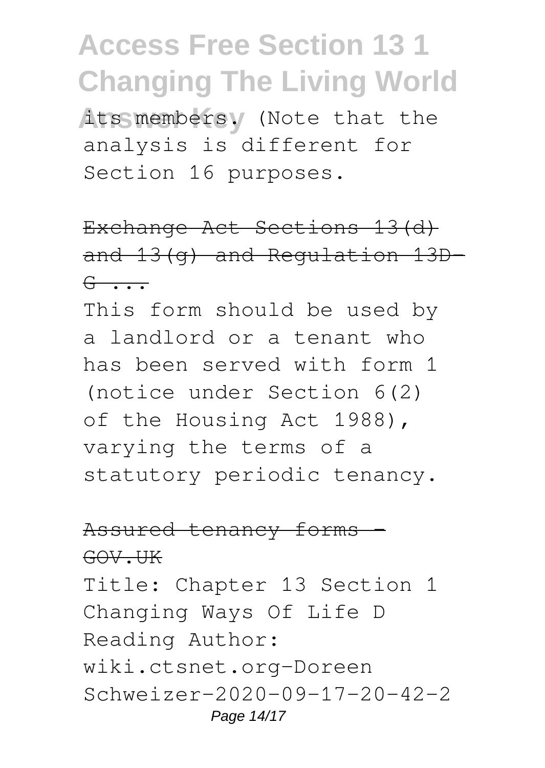its members. (Note that the analysis is different for Section 16 purposes.

Exchange Act Sections 13(d) and 13(g) and Regulation 13D-G ...

This form should be used by a landlord or a tenant who has been served with form 1 (notice under Section 6(2) of the Housing Act 1988), varying the terms of a statutory periodic tenancy.

Assured tenancy forms - GOV.UK

Title: Chapter 13 Section 1 Changing Ways Of Life D Reading Author: wiki.ctsnet.org-Doreen Schweizer-2020-09-17-20-42-2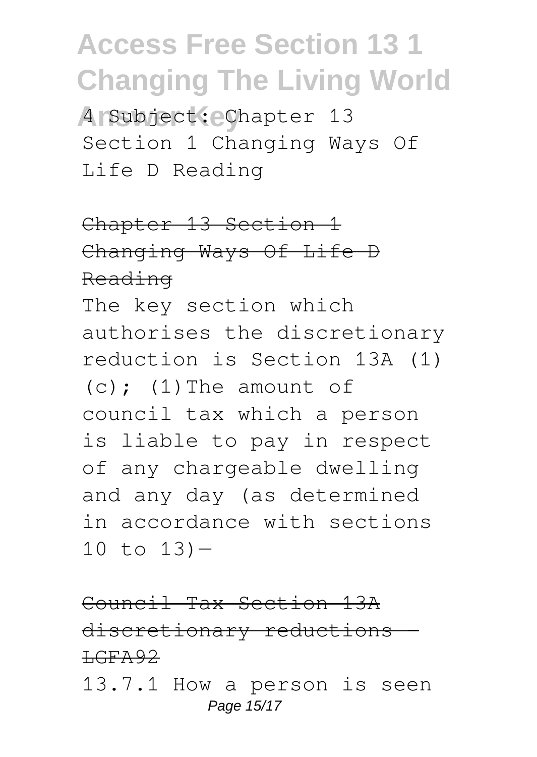4 Subject: Chapter 13 Section 1 Changing Ways Of Life D Reading

~~Chapter 13 Section 1 Changing Ways Of Life D Reading~~

The key section which authorises the discretionary reduction is Section 13A (1) (c); (1) The amount of council tax which a person is liable to pay in respect of any chargeable dwelling and any day (as determined in accordance with sections 10 to 13)—

~~Council Tax Section 13A discretionary reductions - LGFA92~~

13.7.1 How a person is seen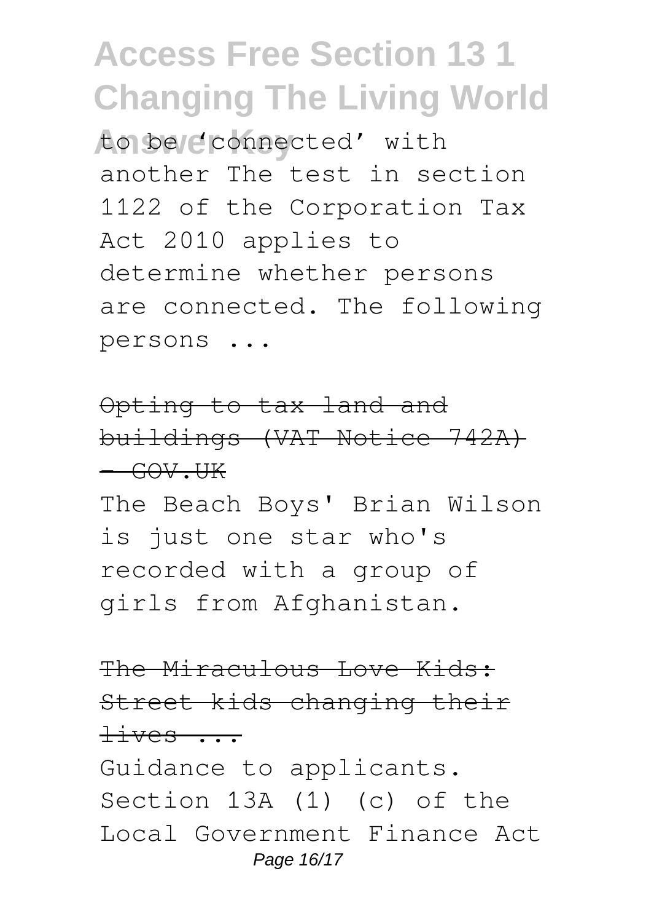to be 'connected' with another The test in section 1122 of the Corporation Tax Act 2010 applies to determine whether persons are connected. The following persons ...

~~Opting to tax land and buildings (VAT Notice 742A) - GOV.UK~~

The Beach Boys' Brian Wilson is just one star who's recorded with a group of girls from Afghanistan.

~~The Miraculous Love Kids: Street kids changing their lives ...~~

Guidance to applicants. Section 13A (1) (c) of the Local Government Finance Act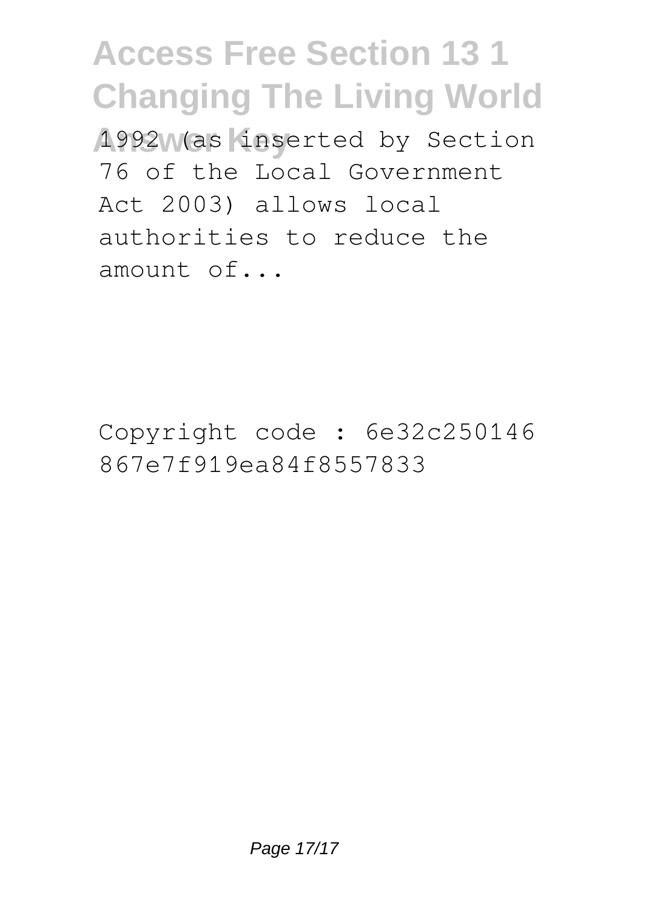1992 (as inserted by Section 76 of the Local Government Act 2003) allows local authorities to reduce the amount of...

Copyright code : 6e32c250146867e7f919ea84f8557833